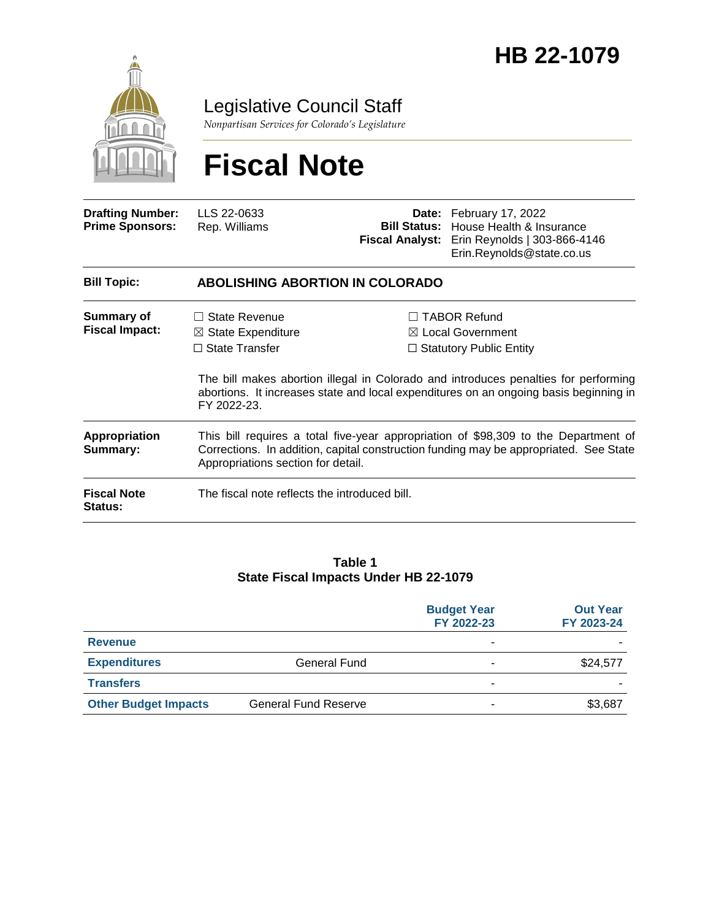# HB 22-1079

Legislative Council Staff

*Nonpartisan Services for Colorado's Legislature*

# Fiscal Note

| | | | |
|---|---|---|---|
| **Drafting Number:** | LLS 22-0633 | **Date:** | February 17, 2022 |
| **Prime Sponsors:** | Rep. Williams | **Bill Status:** | House Health & Insurance |
| | | **Fiscal Analyst:** | Erin Reynolds \| 303-866-4146<br>Erin.Reynolds@state.co.us |

| | |
|---|---|
| **Bill Topic:** | **ABOLISHING ABORTION IN COLORADO** |
| **Summary of Fiscal Impact:** | ☐ State Revenue ☒ State Expenditure ☐ State Transfer ☐ TABOR Refund ☒ Local Government ☐ Statutory Public Entity<br><br>The bill makes abortion illegal in Colorado and introduces penalties for performing abortions. It increases state and local expenditures on an ongoing basis beginning in FY 2022-23. |
| **Appropriation Summary:** | This bill requires a total five-year appropriation of $98,309 to the Department of Corrections. In addition, capital construction funding may be appropriated. See State Appropriations section for detail. |
| **Fiscal Note Status:** | The fiscal note reflects the introduced bill. |

**Table 1**
**State Fiscal Impacts Under HB 22-1079**

| | | Budget Year FY 2022-23 | Out Year FY 2023-24 |
|---|---|---|---|
| **Revenue** | | - | - |
| **Expenditures** | General Fund | - | $24,577 |
| **Transfers** | | - | - |
| **Other Budget Impacts** | General Fund Reserve | - | $3,687 |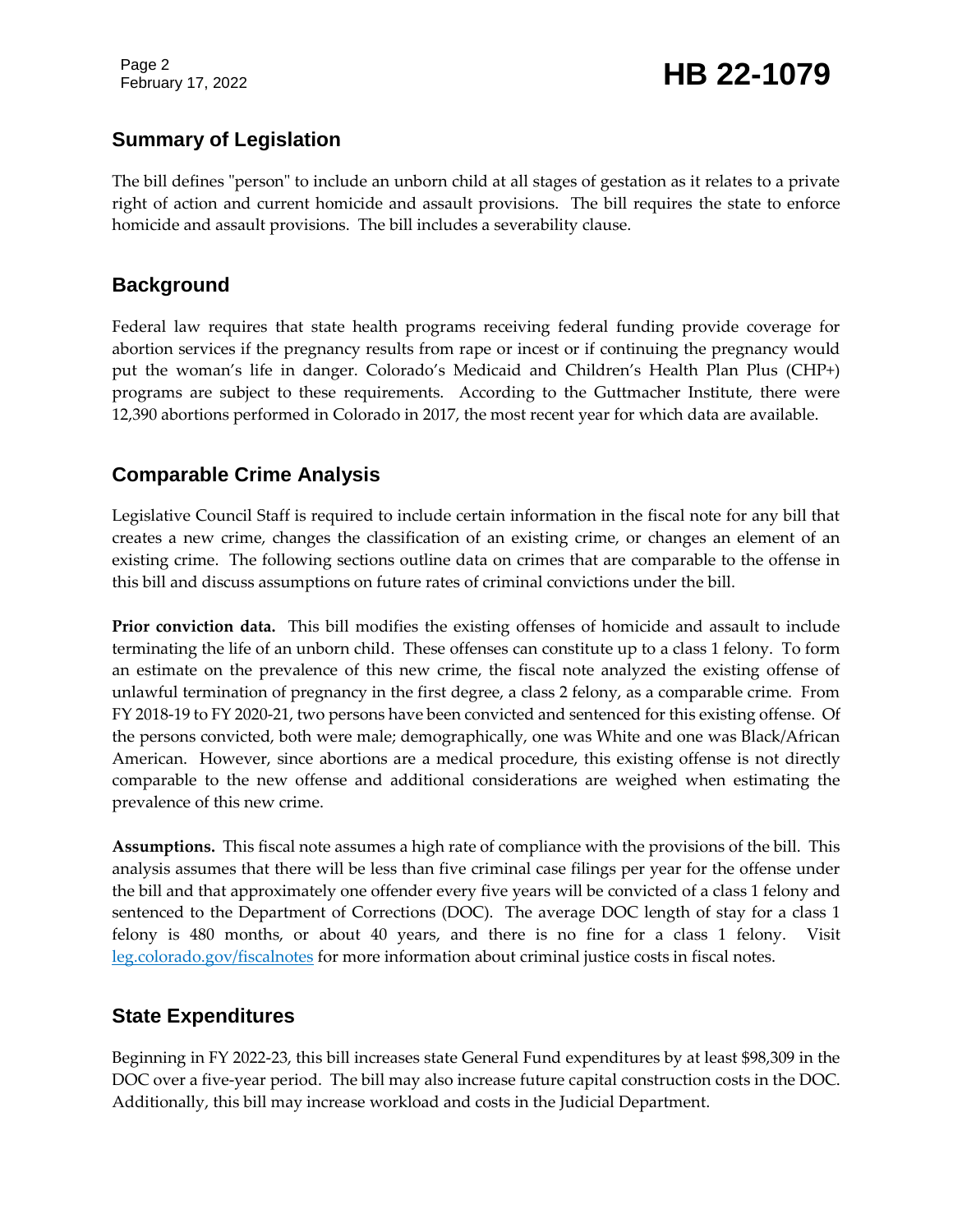## Summary of Legislation

The bill defines "person" to include an unborn child at all stages of gestation as it relates to a private right of action and current homicide and assault provisions. The bill requires the state to enforce homicide and assault provisions. The bill includes a severability clause.

## Background

Federal law requires that state health programs receiving federal funding provide coverage for abortion services if the pregnancy results from rape or incest or if continuing the pregnancy would put the woman's life in danger. Colorado's Medicaid and Children's Health Plan Plus (CHP+) programs are subject to these requirements. According to the Guttmacher Institute, there were 12,390 abortions performed in Colorado in 2017, the most recent year for which data are available.

## Comparable Crime Analysis

Legislative Council Staff is required to include certain information in the fiscal note for any bill that creates a new crime, changes the classification of an existing crime, or changes an element of an existing crime. The following sections outline data on crimes that are comparable to the offense in this bill and discuss assumptions on future rates of criminal convictions under the bill.

**Prior conviction data.** This bill modifies the existing offenses of homicide and assault to include terminating the life of an unborn child. These offenses can constitute up to a class 1 felony. To form an estimate on the prevalence of this new crime, the fiscal note analyzed the existing offense of unlawful termination of pregnancy in the first degree, a class 2 felony, as a comparable crime. From FY 2018-19 to FY 2020-21, two persons have been convicted and sentenced for this existing offense. Of the persons convicted, both were male; demographically, one was White and one was Black/African American. However, since abortions are a medical procedure, this existing offense is not directly comparable to the new offense and additional considerations are weighed when estimating the prevalence of this new crime.

**Assumptions.** This fiscal note assumes a high rate of compliance with the provisions of the bill. This analysis assumes that there will be less than five criminal case filings per year for the offense under the bill and that approximately one offender every five years will be convicted of a class 1 felony and sentenced to the Department of Corrections (DOC). The average DOC length of stay for a class 1 felony is 480 months, or about 40 years, and there is no fine for a class 1 felony. Visit leg.colorado.gov/fiscalnotes for more information about criminal justice costs in fiscal notes.

## State Expenditures

Beginning in FY 2022-23, this bill increases state General Fund expenditures by at least $98,309 in the DOC over a five-year period. The bill may also increase future capital construction costs in the DOC. Additionally, this bill may increase workload and costs in the Judicial Department.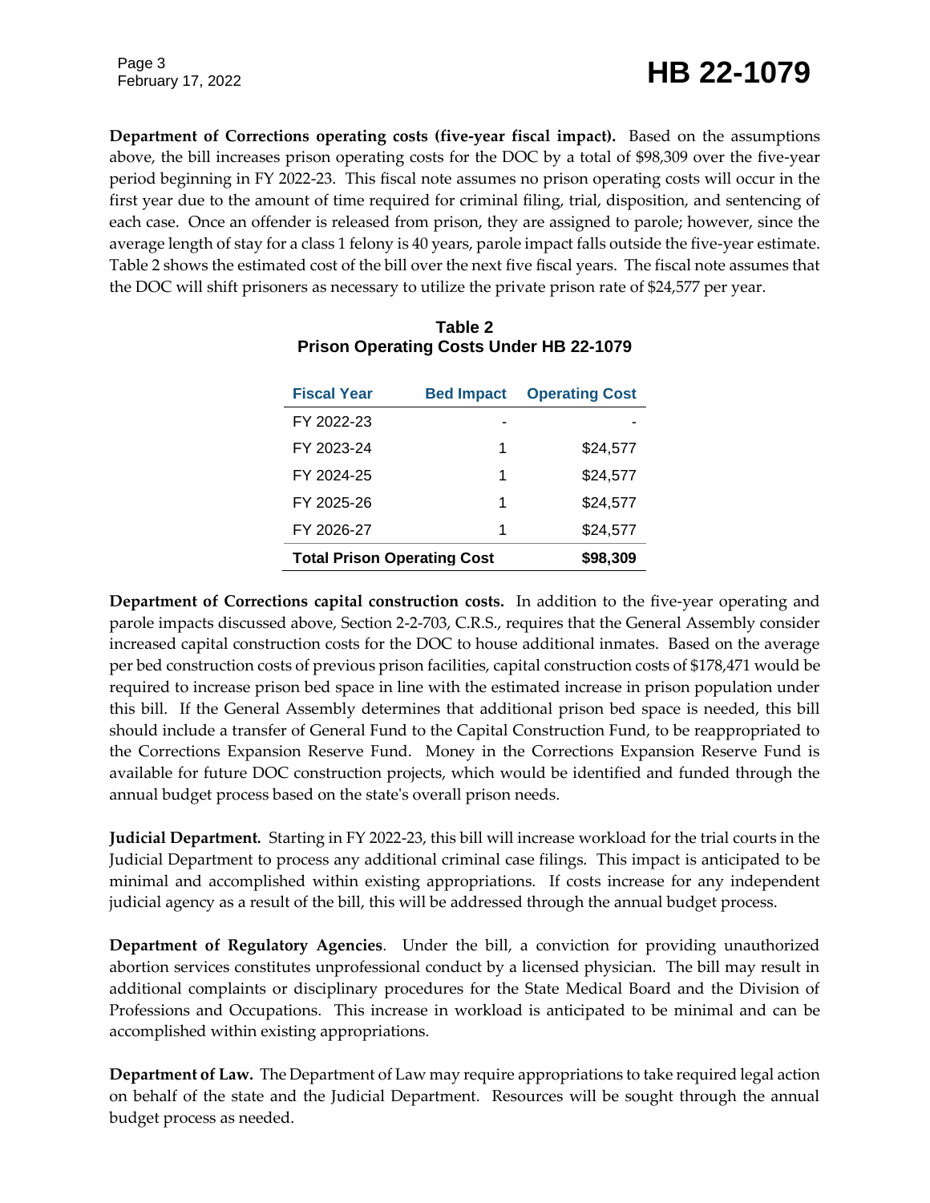**Department of Corrections operating costs (five-year fiscal impact).** Based on the assumptions above, the bill increases prison operating costs for the DOC by a total of $98,309 over the five-year period beginning in FY 2022-23. This fiscal note assumes no prison operating costs will occur in the first year due to the amount of time required for criminal filing, trial, disposition, and sentencing of each case. Once an offender is released from prison, they are assigned to parole; however, since the average length of stay for a class 1 felony is 40 years, parole impact falls outside the five-year estimate. Table 2 shows the estimated cost of the bill over the next five fiscal years. The fiscal note assumes that the DOC will shift prisoners as necessary to utilize the private prison rate of $24,577 per year.

**Table 2**
**Prison Operating Costs Under HB 22-1079**

| Fiscal Year | Bed Impact | Operating Cost |
|---|---|---|
| FY 2022-23 | - | - |
| FY 2023-24 | 1 | $24,577 |
| FY 2024-25 | 1 | $24,577 |
| FY 2025-26 | 1 | $24,577 |
| FY 2026-27 | 1 | $24,577 |
| **Total Prison Operating Cost** | | **$98,309** |

**Department of Corrections capital construction costs.** In addition to the five-year operating and parole impacts discussed above, Section 2-2-703, C.R.S., requires that the General Assembly consider increased capital construction costs for the DOC to house additional inmates. Based on the average per bed construction costs of previous prison facilities, capital construction costs of $178,471 would be required to increase prison bed space in line with the estimated increase in prison population under this bill. If the General Assembly determines that additional prison bed space is needed, this bill should include a transfer of General Fund to the Capital Construction Fund, to be reappropriated to the Corrections Expansion Reserve Fund. Money in the Corrections Expansion Reserve Fund is available for future DOC construction projects, which would be identified and funded through the annual budget process based on the state's overall prison needs.

**Judicial Department.** Starting in FY 2022-23, this bill will increase workload for the trial courts in the Judicial Department to process any additional criminal case filings. This impact is anticipated to be minimal and accomplished within existing appropriations. If costs increase for any independent judicial agency as a result of the bill, this will be addressed through the annual budget process.

**Department of Regulatory Agencies**. Under the bill, a conviction for providing unauthorized abortion services constitutes unprofessional conduct by a licensed physician. The bill may result in additional complaints or disciplinary procedures for the State Medical Board and the Division of Professions and Occupations. This increase in workload is anticipated to be minimal and can be accomplished within existing appropriations.

**Department of Law.** The Department of Law may require appropriations to take required legal action on behalf of the state and the Judicial Department. Resources will be sought through the annual budget process as needed.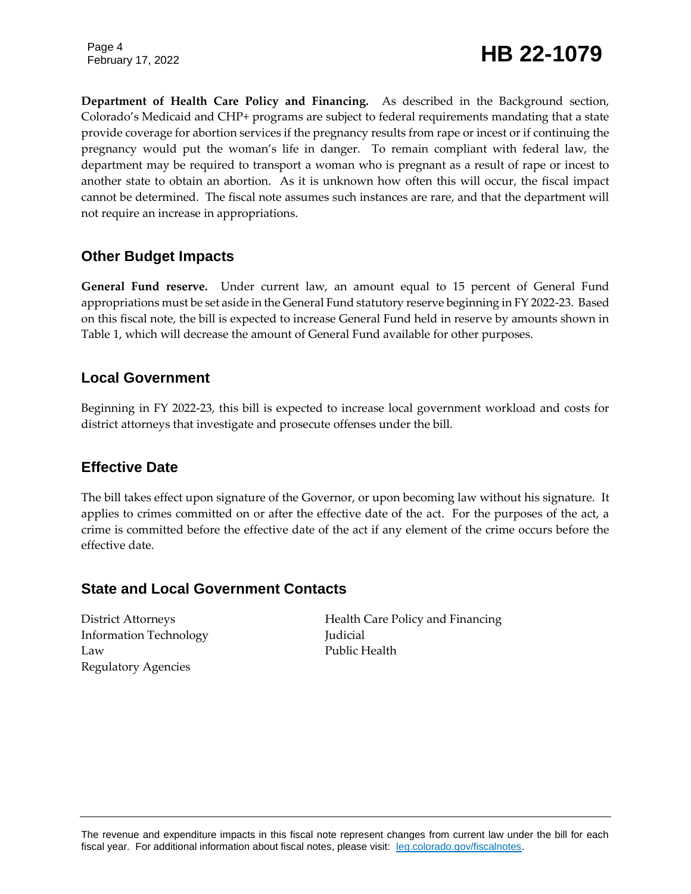**Department of Health Care Policy and Financing.** As described in the Background section, Colorado's Medicaid and CHP+ programs are subject to federal requirements mandating that a state provide coverage for abortion services if the pregnancy results from rape or incest or if continuing the pregnancy would put the woman's life in danger. To remain compliant with federal law, the department may be required to transport a woman who is pregnant as a result of rape or incest to another state to obtain an abortion. As it is unknown how often this will occur, the fiscal impact cannot be determined. The fiscal note assumes such instances are rare, and that the department will not require an increase in appropriations.

## Other Budget Impacts

**General Fund reserve.** Under current law, an amount equal to 15 percent of General Fund appropriations must be set aside in the General Fund statutory reserve beginning in FY 2022-23. Based on this fiscal note, the bill is expected to increase General Fund held in reserve by amounts shown in Table 1, which will decrease the amount of General Fund available for other purposes.

## Local Government

Beginning in FY 2022-23, this bill is expected to increase local government workload and costs for district attorneys that investigate and prosecute offenses under the bill.

## Effective Date

The bill takes effect upon signature of the Governor, or upon becoming law without his signature. It applies to crimes committed on or after the effective date of the act. For the purposes of the act, a crime is committed before the effective date of the act if any element of the crime occurs before the effective date.

## State and Local Government Contacts

District Attorneys
Information Technology
Law
Regulatory Agencies
Health Care Policy and Financing
Judicial
Public Health

The revenue and expenditure impacts in this fiscal note represent changes from current law under the bill for each fiscal year. For additional information about fiscal notes, please visit: leg.colorado.gov/fiscalnotes.